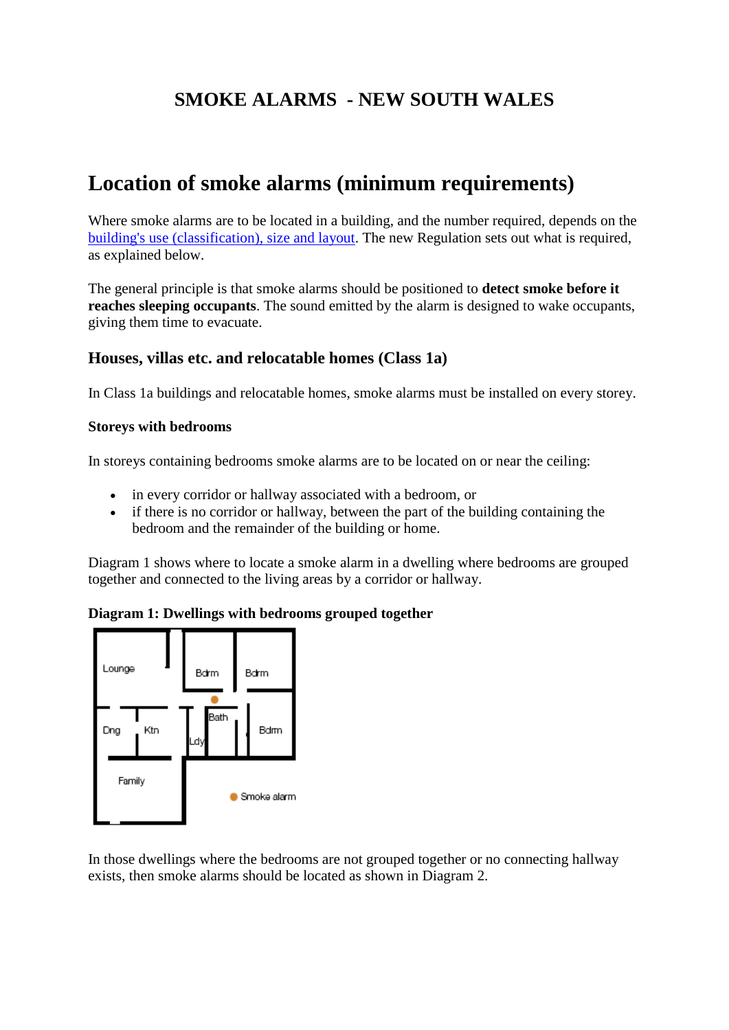# SMOKE ALARMS - NEW SOUTH WALES

## Location of smoke alarms (minimum requirements)

Where smoke alarms are to be located in a building, and the number required, depends on the building's use (classification), size and layout. The new Regulation sets out what is required, as explained below.

The general principle is that smoke alarms should be positioned to **detect smoke before it reaches sleeping occupants**. The sound emitted by the alarm is designed to wake occupants, giving them time to evacuate.

### Houses, villas etc. and relocatable homes (Class 1a)

In Class 1a buildings and relocatable homes, smoke alarms must be installed on every storey.

**Storeys with bedrooms**

In storeys containing bedrooms smoke alarms are to be located on or near the ceiling:

- in every corridor or hallway associated with a bedroom, or
- if there is no corridor or hallway, between the part of the building containing the bedroom and the remainder of the building or home.

Diagram 1 shows where to locate a smoke alarm in a dwelling where bedrooms are grouped together and connected to the living areas by a corridor or hallway.

**Diagram 1: Dwellings with bedrooms grouped together**

In those dwellings where the bedrooms are not grouped together or no connecting hallway exists, then smoke alarms should be located as shown in Diagram 2.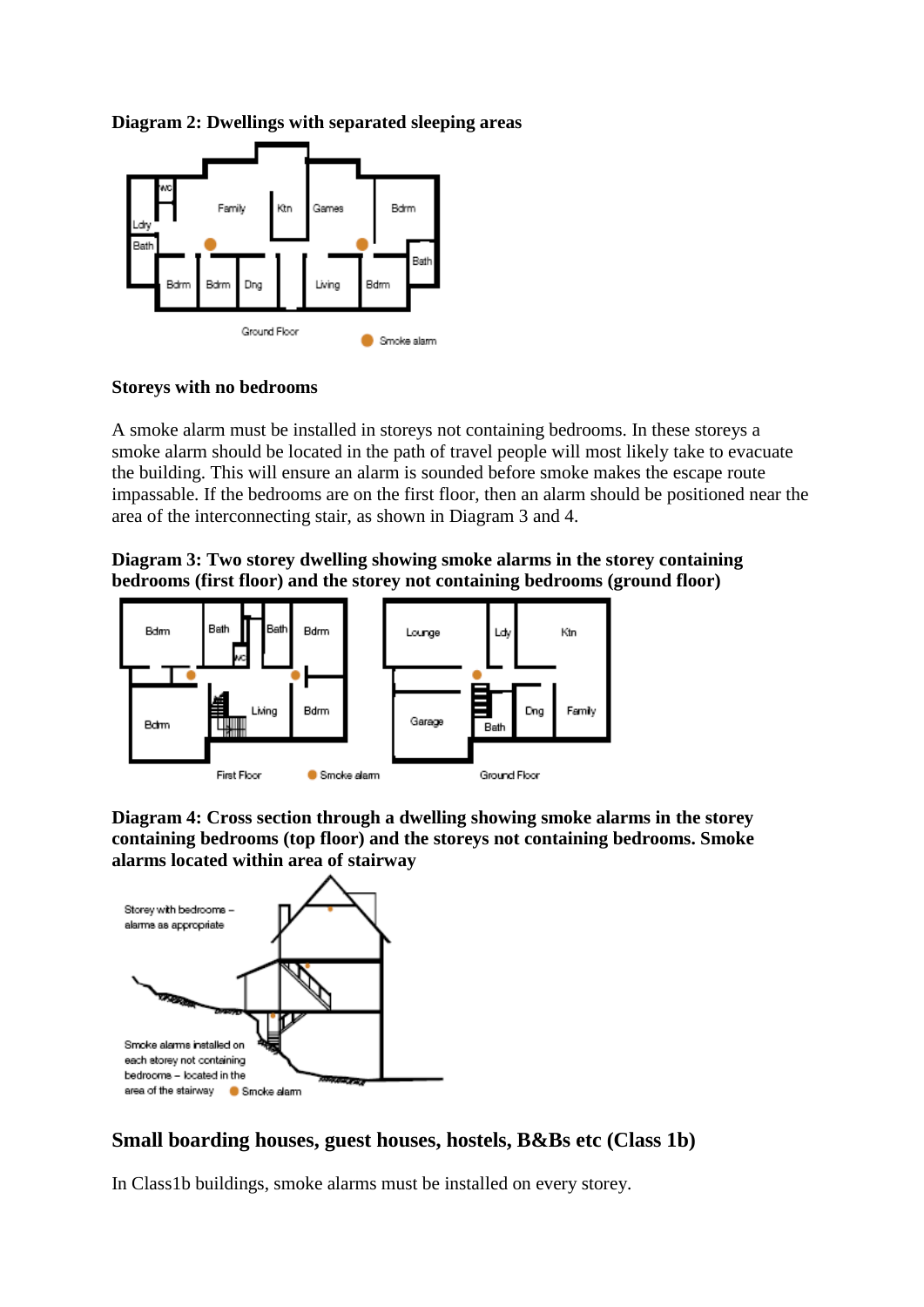**Diagram 2: Dwellings with separated sleeping areas**

**Storeys with no bedrooms**

A smoke alarm must be installed in storeys not containing bedrooms. In these storeys a smoke alarm should be located in the path of travel people will most likely take to evacuate the building. This will ensure an alarm is sounded before smoke makes the escape route impassable. If the bedrooms are on the first floor, then an alarm should be positioned near the area of the interconnecting stair, as shown in Diagram 3 and 4.

**Diagram 3: Two storey dwelling showing smoke alarms in the storey containing bedrooms (first floor) and the storey not containing bedrooms (ground floor)**

**Diagram 4: Cross section through a dwelling showing smoke alarms in the storey containing bedrooms (top floor) and the storeys not containing bedrooms. Smoke alarms located within area of stairway**

## Small boarding houses, guest houses, hostels, B&Bs etc (Class 1b)

In Class1b buildings, smoke alarms must be installed on every storey.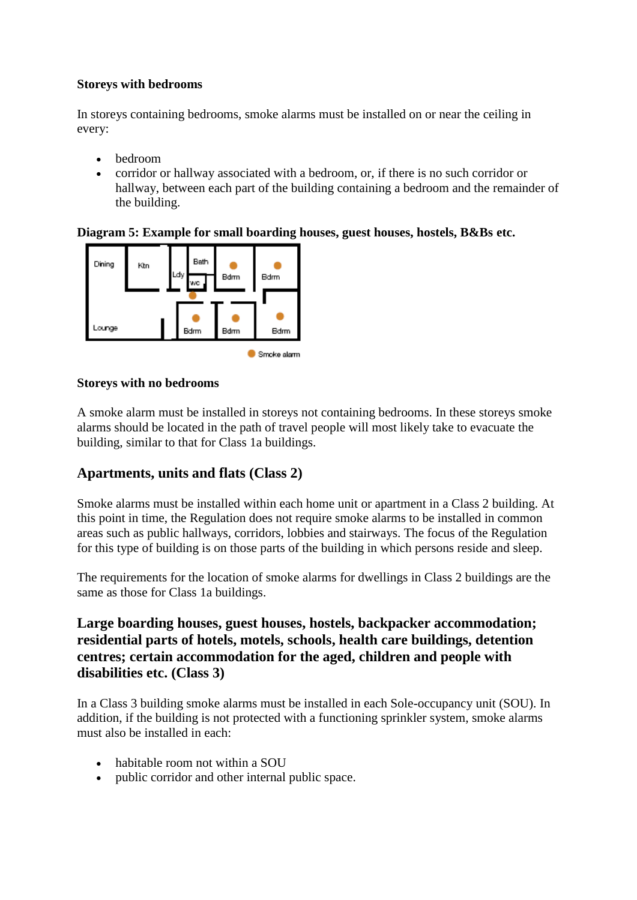**Storeys with bedrooms**

In storeys containing bedrooms, smoke alarms must be installed on or near the ceiling in every:

- bedroom
- corridor or hallway associated with a bedroom, or, if there is no such corridor or hallway, between each part of the building containing a bedroom and the remainder of the building.

**Diagram 5: Example for small boarding houses, guest houses, hostels, B&Bs etc.**

**Storeys with no bedrooms**

A smoke alarm must be installed in storeys not containing bedrooms. In these storeys smoke alarms should be located in the path of travel people will most likely take to evacuate the building, similar to that for Class 1a buildings.

## Apartments, units and flats (Class 2)

Smoke alarms must be installed within each home unit or apartment in a Class 2 building. At this point in time, the Regulation does not require smoke alarms to be installed in common areas such as public hallways, corridors, lobbies and stairways. The focus of the Regulation for this type of building is on those parts of the building in which persons reside and sleep.

The requirements for the location of smoke alarms for dwellings in Class 2 buildings are the same as those for Class 1a buildings.

## Large boarding houses, guest houses, hostels, backpacker accommodation; residential parts of hotels, motels, schools, health care buildings, detention centres; certain accommodation for the aged, children and people with disabilities etc. (Class 3)

In a Class 3 building smoke alarms must be installed in each Sole-occupancy unit (SOU). In addition, if the building is not protected with a functioning sprinkler system, smoke alarms must also be installed in each:

- habitable room not within a SOU
- public corridor and other internal public space.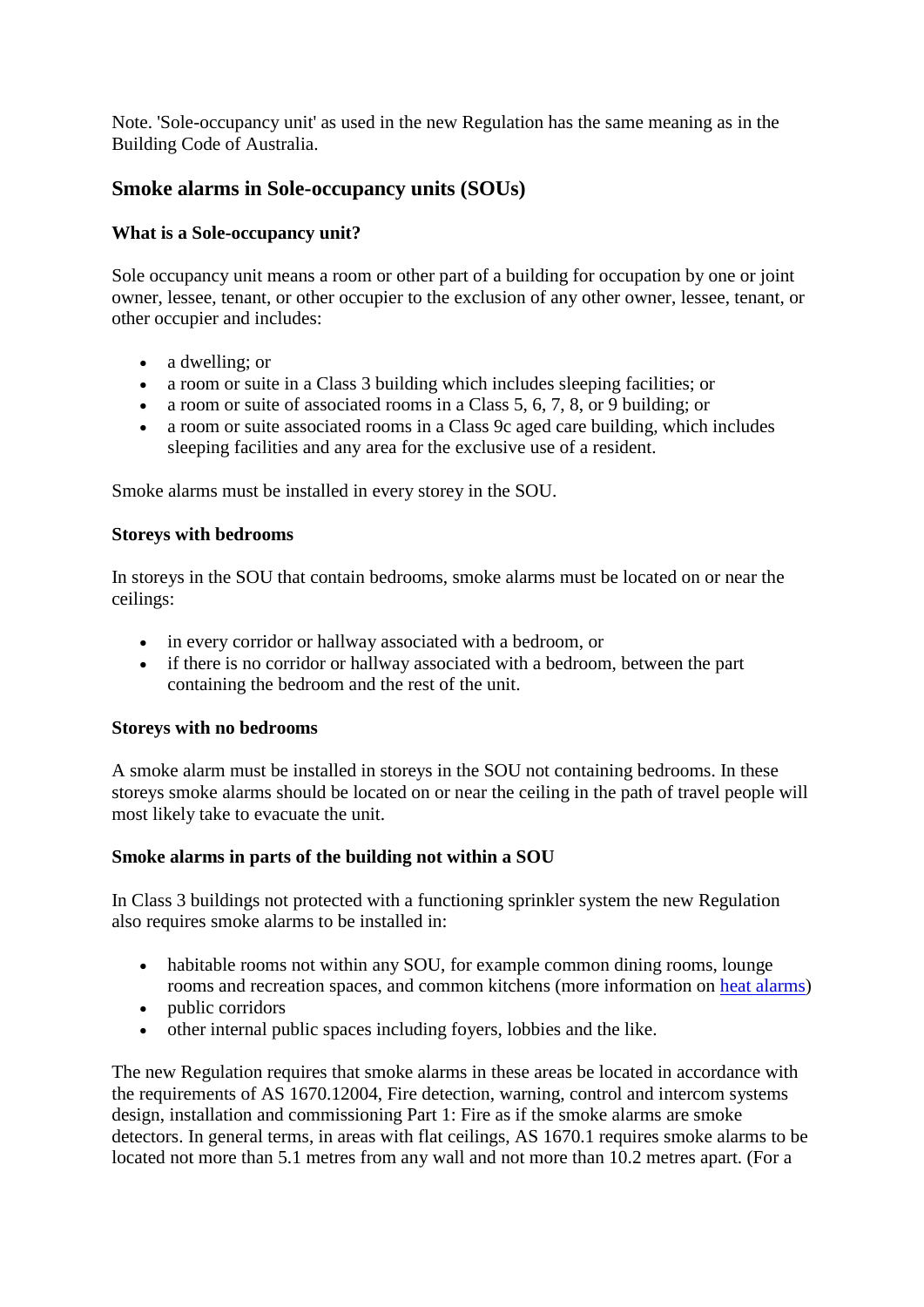Note. 'Sole-occupancy unit' as used in the new Regulation has the same meaning as in the Building Code of Australia.

## Smoke alarms in Sole-occupancy units (SOUs)

**What is a Sole-occupancy unit?**

Sole occupancy unit means a room or other part of a building for occupation by one or joint owner, lessee, tenant, or other occupier to the exclusion of any other owner, lessee, tenant, or other occupier and includes:

- a dwelling; or
- a room or suite in a Class 3 building which includes sleeping facilities; or
- a room or suite of associated rooms in a Class 5, 6, 7, 8, or 9 building; or
- a room or suite associated rooms in a Class 9c aged care building, which includes sleeping facilities and any area for the exclusive use of a resident.

Smoke alarms must be installed in every storey in the SOU.

**Storeys with bedrooms**

In storeys in the SOU that contain bedrooms, smoke alarms must be located on or near the ceilings:

- in every corridor or hallway associated with a bedroom, or
- if there is no corridor or hallway associated with a bedroom, between the part containing the bedroom and the rest of the unit.

**Storeys with no bedrooms**

A smoke alarm must be installed in storeys in the SOU not containing bedrooms. In these storeys smoke alarms should be located on or near the ceiling in the path of travel people will most likely take to evacuate the unit.

**Smoke alarms in parts of the building not within a SOU**

In Class 3 buildings not protected with a functioning sprinkler system the new Regulation also requires smoke alarms to be installed in:

- habitable rooms not within any SOU, for example common dining rooms, lounge rooms and recreation spaces, and common kitchens (more information on heat alarms)
- public corridors
- other internal public spaces including foyers, lobbies and the like.

The new Regulation requires that smoke alarms in these areas be located in accordance with the requirements of AS 1670.12004, Fire detection, warning, control and intercom systems design, installation and commissioning Part 1: Fire as if the smoke alarms are smoke detectors. In general terms, in areas with flat ceilings, AS 1670.1 requires smoke alarms to be located not more than 5.1 metres from any wall and not more than 10.2 metres apart. (For a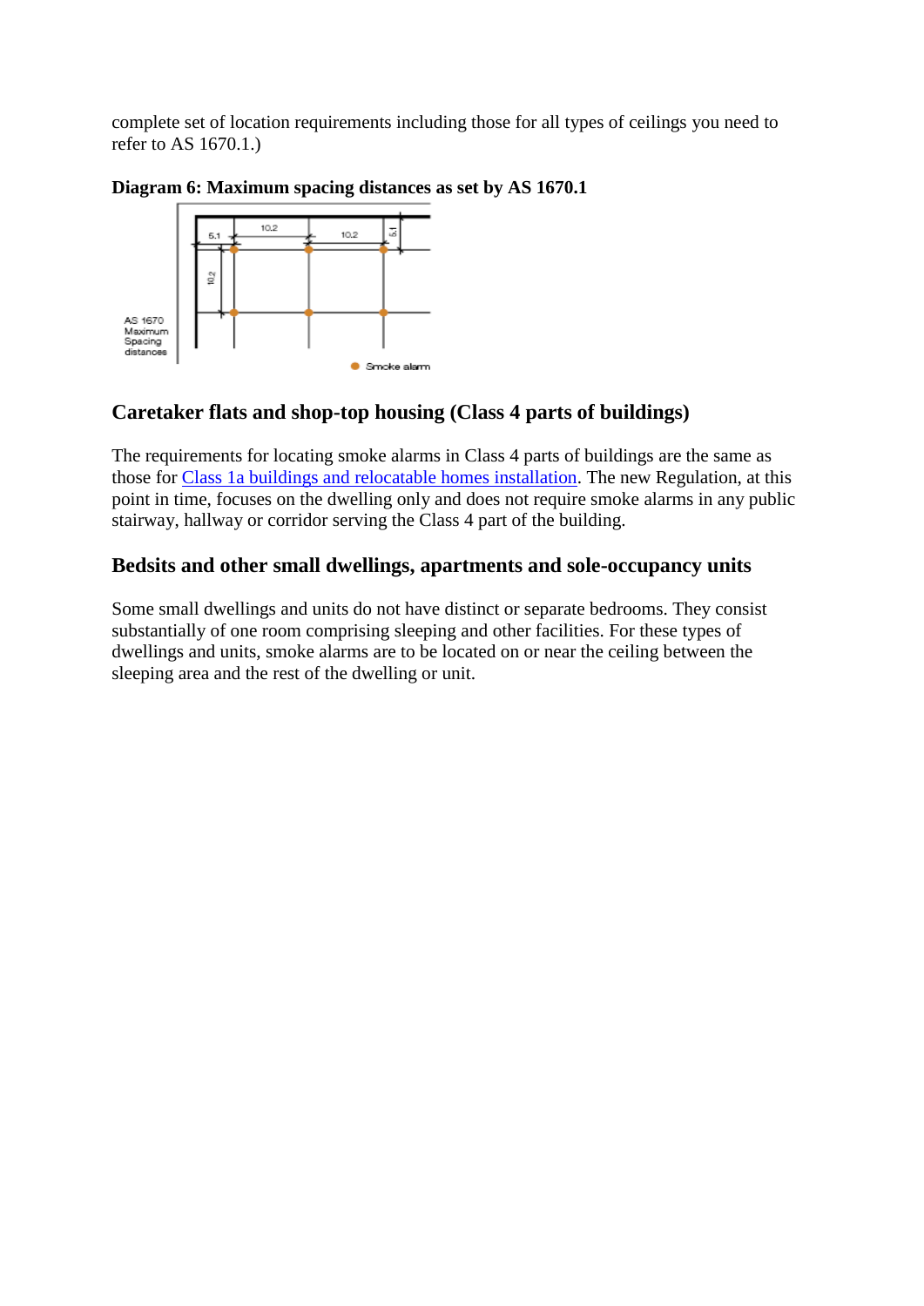complete set of location requirements including those for all types of ceilings you need to refer to AS 1670.1.)

**Diagram 6: Maximum spacing distances as set by AS 1670.1**

AS 1670 Maximum Spacing distances

5.1

10.2

10.2

5.1

10.2

Smoke alarm

## Caretaker flats and shop-top housing (Class 4 parts of buildings)

The requirements for locating smoke alarms in Class 4 parts of buildings are the same as those for Class 1a buildings and relocatable homes installation. The new Regulation, at this point in time, focuses on the dwelling only and does not require smoke alarms in any public stairway, hallway or corridor serving the Class 4 part of the building.

### Bedsits and other small dwellings, apartments and sole-occupancy units

Some small dwellings and units do not have distinct or separate bedrooms. They consist substantially of one room comprising sleeping and other facilities. For these types of dwellings and units, smoke alarms are to be located on or near the ceiling between the sleeping area and the rest of the dwelling or unit.